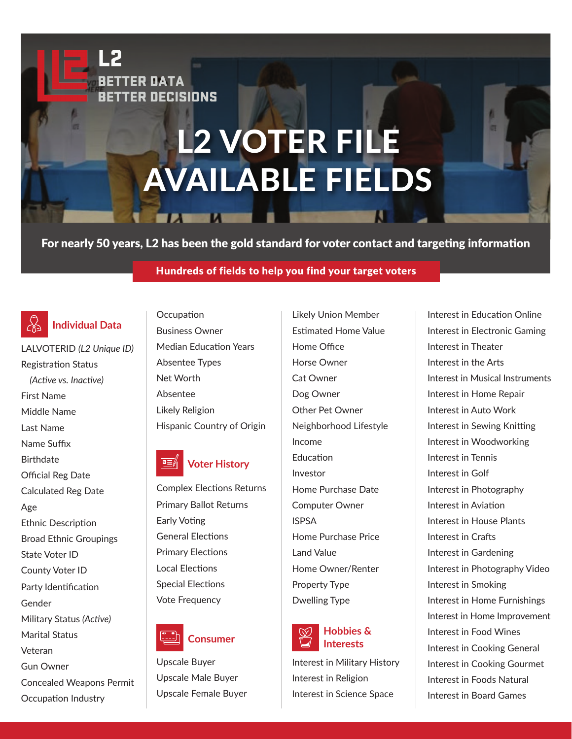L2

BETTER DATA
BETTER DECISIONS

# L2 VOTER FILE AVAILABLE FIELDS

**For nearly 50 years, L2 has been the gold standard for voter contact and targeting information**

**Hundreds of fields to help you find your target voters**

## Individual Data

- LALVOTERID *(L2 Unique ID)*
- Registration Status *(Active vs. Inactive)*
- First Name
- Middle Name
- Last Name
- Name Suffix
- Birthdate
- Official Reg Date
- Calculated Reg Date
- Age
- Ethnic Description
- Broad Ethnic Groupings
- State Voter ID
- County Voter ID
- Party Identification
- Gender
- Military Status *(Active)*
- Marital Status
- Veteran
- Gun Owner
- Concealed Weapons Permit
- Occupation Industry
- Occupation
- Business Owner
- Median Education Years
- Absentee Types
- Net Worth
- Absentee
- Likely Religion
- Hispanic Country of Origin

## Voter History

- Complex Elections Returns
- Primary Ballot Returns
- Early Voting
- General Elections
- Primary Elections
- Local Elections
- Special Elections
- Vote Frequency

## Consumer

- Upscale Buyer
- Upscale Male Buyer
- Upscale Female Buyer
- Likely Union Member
- Estimated Home Value
- Home Office
- Horse Owner
- Cat Owner
- Dog Owner
- Other Pet Owner
- Neighborhood Lifestyle
- Income
- Education
- Investor
- Home Purchase Date
- Computer Owner
- ISPSA
- Home Purchase Price
- Land Value
- Home Owner/Renter
- Property Type
- Dwelling Type

## Hobbies & Interests

- Interest in Military History
- Interest in Religion
- Interest in Science Space
- Interest in Education Online
- Interest in Electronic Gaming
- Interest in Theater
- Interest in the Arts
- Interest in Musical Instruments
- Interest in Home Repair
- Interest in Auto Work
- Interest in Sewing Knitting
- Interest in Woodworking
- Interest in Tennis
- Interest in Golf
- Interest in Photography
- Interest in Aviation
- Interest in House Plants
- Interest in Crafts
- Interest in Gardening
- Interest in Photography Video
- Interest in Smoking
- Interest in Home Furnishings
- Interest in Home Improvement
- Interest in Food Wines
- Interest in Cooking General
- Interest in Cooking Gourmet
- Interest in Foods Natural
- Interest in Board Games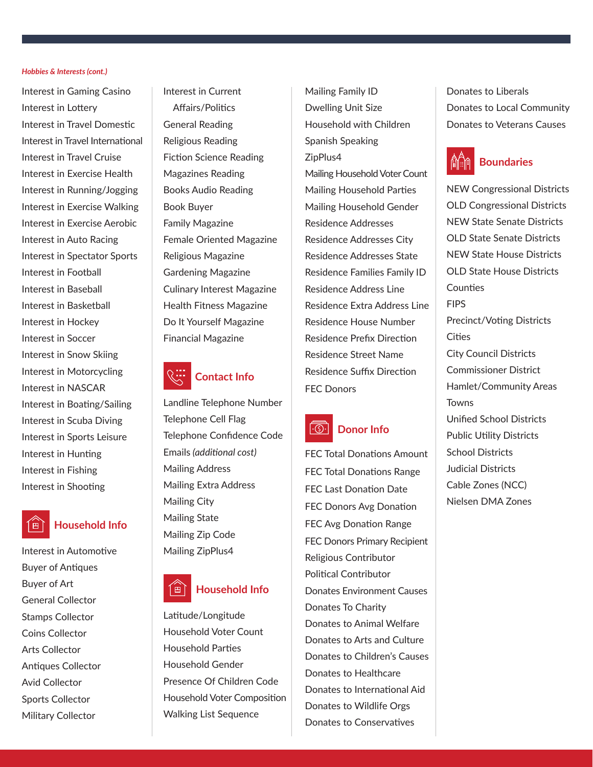*Hobbies & Interests (cont.)*

- Interest in Gaming Casino
- Interest in Lottery
- Interest in Travel Domestic
- Interest in Travel International
- Interest in Travel Cruise
- Interest in Exercise Health
- Interest in Running/Jogging
- Interest in Exercise Walking
- Interest in Exercise Aerobic
- Interest in Auto Racing
- Interest in Spectator Sports
- Interest in Football
- Interest in Baseball
- Interest in Basketball
- Interest in Hockey
- Interest in Soccer
- Interest in Snow Skiing
- Interest in Motorcycling
- Interest in NASCAR
- Interest in Boating/Sailing
- Interest in Scuba Diving
- Interest in Sports Leisure
- Interest in Hunting
- Interest in Fishing
- Interest in Shooting

## Household Info

- Interest in Automotive
- Buyer of Antiques
- Buyer of Art
- General Collector
- Stamps Collector
- Coins Collector
- Arts Collector
- Antiques Collector
- Avid Collector
- Sports Collector
- Military Collector
- Interest in Current Affairs/Politics
- General Reading
- Religious Reading
- Fiction Science Reading
- Magazines Reading
- Books Audio Reading
- Book Buyer
- Family Magazine
- Female Oriented Magazine
- Religious Magazine
- Gardening Magazine
- Culinary Interest Magazine
- Health Fitness Magazine
- Do It Yourself Magazine
- Financial Magazine

## Contact Info

- Landline Telephone Number
- Telephone Cell Flag
- Telephone Confidence Code
- Emails *(additional cost)*
- Mailing Address
- Mailing Extra Address
- Mailing City
- Mailing State
- Mailing Zip Code
- Mailing ZipPlus4

## Household Info

- Latitude/Longitude
- Household Voter Count
- Household Parties
- Household Gender
- Presence Of Children Code
- Household Voter Composition
- Walking List Sequence
- Mailing Family ID
- Dwelling Unit Size
- Household with Children
- Spanish Speaking
- ZipPlus4
- Mailing Household Voter Count
- Mailing Household Parties
- Mailing Household Gender
- Residence Addresses
- Residence Addresses City
- Residence Addresses State
- Residence Families Family ID
- Residence Address Line
- Residence Extra Address Line
- Residence House Number
- Residence Prefix Direction
- Residence Street Name
- Residence Suffix Direction
- FEC Donors

## Donor Info

- FEC Total Donations Amount
- FEC Total Donations Range
- FEC Last Donation Date
- FEC Donors Avg Donation
- FEC Avg Donation Range
- FEC Donors Primary Recipient
- Religious Contributor
- Political Contributor
- Donates Environment Causes
- Donates To Charity
- Donates to Animal Welfare
- Donates to Arts and Culture
- Donates to Children's Causes
- Donates to Healthcare
- Donates to International Aid
- Donates to Wildlife Orgs
- Donates to Conservatives
- Donates to Liberals
- Donates to Local Community
- Donates to Veterans Causes

## Boundaries

- NEW Congressional Districts
- OLD Congressional Districts
- NEW State Senate Districts
- OLD State Senate Districts
- NEW State House Districts
- OLD State House Districts
- Counties
- FIPS
- Precinct/Voting Districts
- Cities
- City Council Districts
- Commissioner District
- Hamlet/Community Areas
- Towns
- Unified School Districts
- Public Utility Districts
- School Districts
- Judicial Districts
- Cable Zones (NCC)
- Nielsen DMA Zones